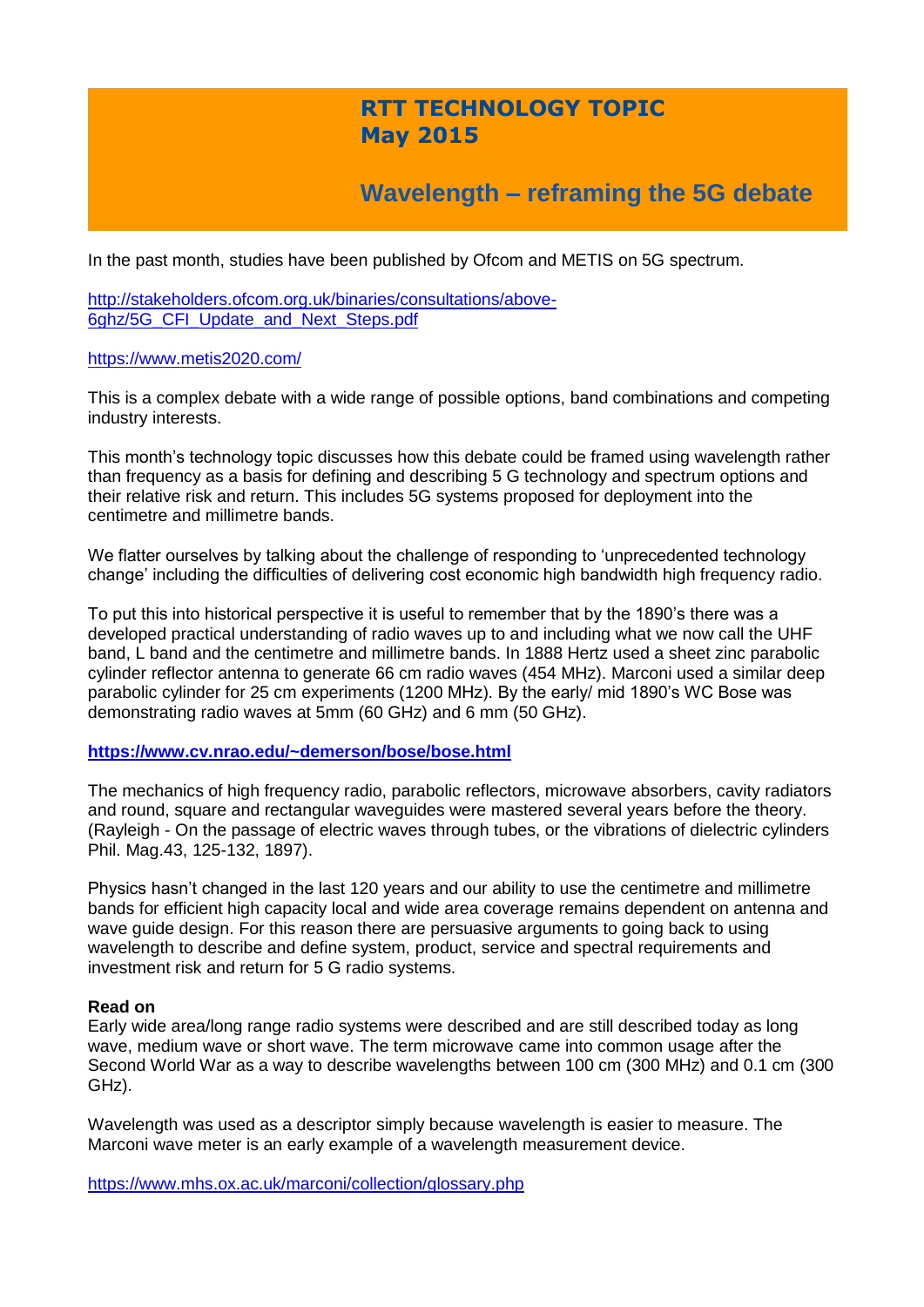# RTT TECHNOLOGY TOPIC
# May 2015

## Wavelength – reframing the 5G debate

In the past month, studies have been published by Ofcom and METIS on 5G spectrum.

http://stakeholders.ofcom.org.uk/binaries/consultations/above-6ghz/5G_CFI_Update_and_Next_Steps.pdf

https://www.metis2020.com/

This is a complex debate with a wide range of possible options, band combinations and competing industry interests.

This month's technology topic discusses how this debate could be framed using wavelength rather than frequency as a basis for defining and describing 5 G technology and spectrum options and their relative risk and return. This includes 5G systems proposed for deployment into the centimetre and millimetre bands.

We flatter ourselves by talking about the challenge of responding to 'unprecedented technology change' including the difficulties of delivering cost economic high bandwidth high frequency radio.

To put this into historical perspective it is useful to remember that by the 1890's there was a developed practical understanding of radio waves up to and including what we now call the UHF band, L band and the centimetre and millimetre bands. In 1888 Hertz used a sheet zinc parabolic cylinder reflector antenna to generate 66 cm radio waves (454 MHz). Marconi used a similar deep parabolic cylinder for 25 cm experiments (1200 MHz). By the early/ mid 1890's WC Bose was demonstrating radio waves at 5mm (60 GHz) and 6 mm (50 GHz).

**https://www.cv.nrao.edu/~demerson/bose/bose.html**

The mechanics of high frequency radio, parabolic reflectors, microwave absorbers, cavity radiators and round, square and rectangular waveguides were mastered several years before the theory. (Rayleigh - On the passage of electric waves through tubes, or the vibrations of dielectric cylinders Phil. Mag.43, 125-132, 1897).

Physics hasn't changed in the last 120 years and our ability to use the centimetre and millimetre bands for efficient high capacity local and wide area coverage remains dependent on antenna and wave guide design. For this reason there are persuasive arguments to going back to using wavelength to describe and define system, product, service and spectral requirements and investment risk and return for 5 G radio systems.

**Read on**

Early wide area/long range radio systems were described and are still described today as long wave, medium wave or short wave. The term microwave came into common usage after the Second World War as a way to describe wavelengths between 100 cm (300 MHz) and 0.1 cm (300 GHz).

Wavelength was used as a descriptor simply because wavelength is easier to measure. The Marconi wave meter is an early example of a wavelength measurement device.

https://www.mhs.ox.ac.uk/marconi/collection/glossary.php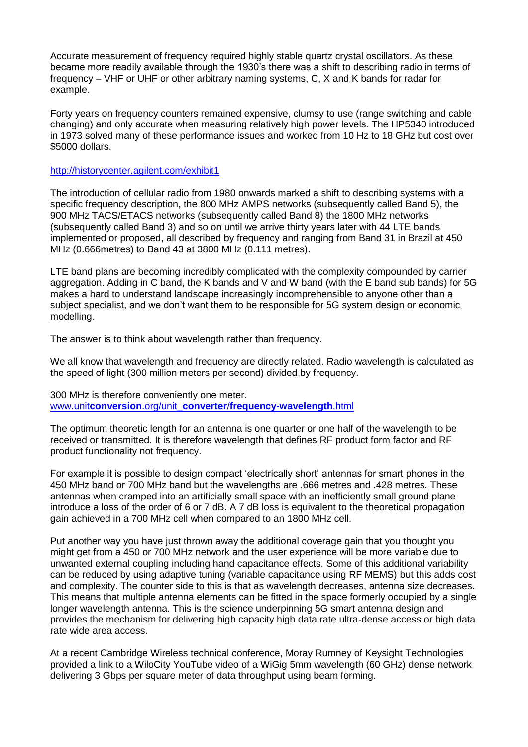Accurate measurement of frequency required highly stable quartz crystal oscillators. As these became more readily available through the 1930's there was a shift to describing radio in terms of frequency – VHF or UHF or other arbitrary naming systems, C, X and K bands for radar for example.

Forty years on frequency counters remained expensive, clumsy to use (range switching and cable changing) and only accurate when measuring relatively high power levels. The HP5340 introduced in 1973 solved many of these performance issues and worked from 10 Hz to 18 GHz but cost over $5000 dollars.

http://historycenter.agilent.com/exhibit1

The introduction of cellular radio from 1980 onwards marked a shift to describing systems with a specific frequency description, the 800 MHz AMPS networks (subsequently called Band 5), the 900 MHz TACS/ETACS networks (subsequently called Band 8) the 1800 MHz networks (subsequently called Band 3) and so on until we arrive thirty years later with 44 LTE bands implemented or proposed, all described by frequency and ranging from Band 31 in Brazil at 450 MHz (0.666metres) to Band 43 at 3800 MHz (0.111 metres).

LTE band plans are becoming incredibly complicated with the complexity compounded by carrier aggregation. Adding in C band, the K bands and V and W band (with the E band sub bands) for 5G makes a hard to understand landscape increasingly incomprehensible to anyone other than a subject specialist, and we don't want them to be responsible for 5G system design or economic modelling.

The answer is to think about wavelength rather than frequency.

We all know that wavelength and frequency are directly related. Radio wavelength is calculated as the speed of light (300 million meters per second) divided by frequency.

300 MHz is therefore conveniently one meter.
www.unit**conversion**.org/unit_**converter**/**frequency**-**wavelength**.html

The optimum theoretic length for an antenna is one quarter or one half of the wavelength to be received or transmitted. It is therefore wavelength that defines RF product form factor and RF product functionality not frequency.

For example it is possible to design compact 'electrically short' antennas for smart phones in the 450 MHz band or 700 MHz band but the wavelengths are .666 metres and .428 metres. These antennas when cramped into an artificially small space with an inefficiently small ground plane introduce a loss of the order of 6 or 7 dB. A 7 dB loss is equivalent to the theoretical propagation gain achieved in a 700 MHz cell when compared to an 1800 MHz cell.

Put another way you have just thrown away the additional coverage gain that you thought you might get from a 450 or 700 MHz network and the user experience will be more variable due to unwanted external coupling including hand capacitance effects. Some of this additional variability can be reduced by using adaptive tuning (variable capacitance using RF MEMS) but this adds cost and complexity. The counter side to this is that as wavelength decreases, antenna size decreases. This means that multiple antenna elements can be fitted in the space formerly occupied by a single longer wavelength antenna. This is the science underpinning 5G smart antenna design and provides the mechanism for delivering high capacity high data rate ultra-dense access or high data rate wide area access.

At a recent Cambridge Wireless technical conference, Moray Rumney of Keysight Technologies provided a link to a WiloCity YouTube video of a WiGig 5mm wavelength (60 GHz) dense network delivering 3 Gbps per square meter of data throughput using beam forming.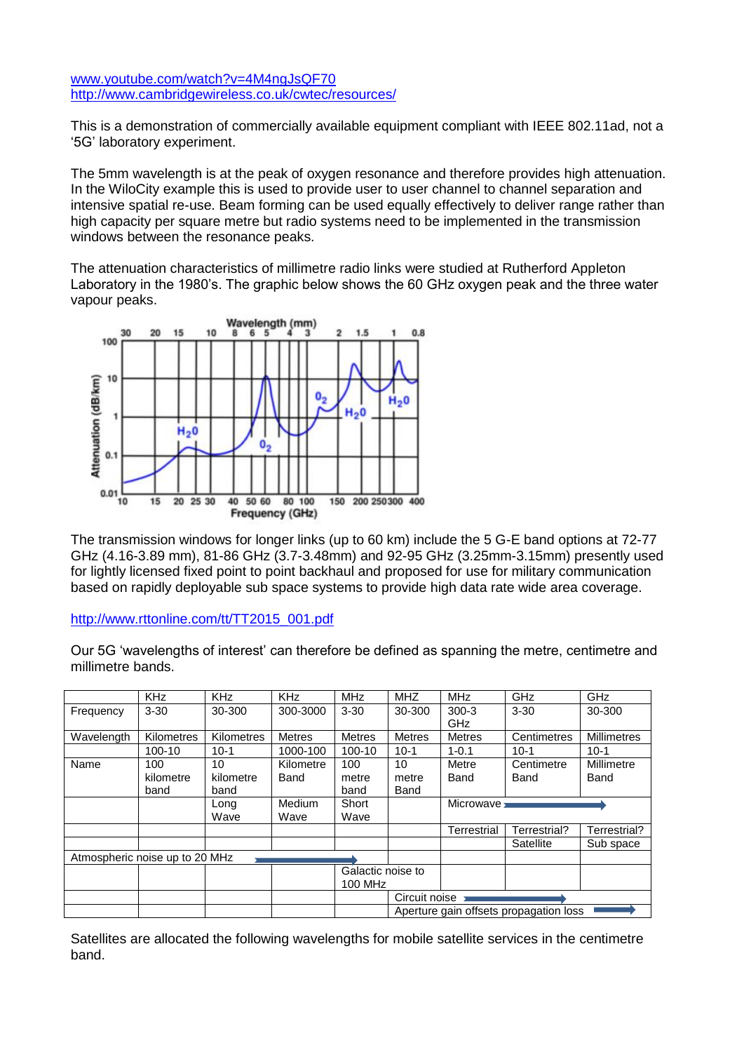www.youtube.com/watch?v=4M4ngJsQF70
http://www.cambridgewireless.co.uk/cwtec/resources/

This is a demonstration of commercially available equipment compliant with IEEE 802.11ad, not a '5G' laboratory experiment.

The 5mm wavelength is at the peak of oxygen resonance and therefore provides high attenuation. In the WiloCity example this is used to provide user to user channel to channel separation and intensive spatial re-use. Beam forming can be used equally effectively to deliver range rather than high capacity per square metre but radio systems need to be implemented in the transmission windows between the resonance peaks.

The attenuation characteristics of millimetre radio links were studied at Rutherford Appleton Laboratory in the 1980's. The graphic below shows the 60 GHz oxygen peak and the three water vapour peaks.

The transmission windows for longer links (up to 60 km) include the 5 G-E band options at 72-77 GHz (4.16-3.89 mm), 81-86 GHz (3.7-3.48mm) and 92-95 GHz (3.25mm-3.15mm) presently used for lightly licensed fixed point to point backhaul and proposed for use for military communication based on rapidly deployable sub space systems to provide high data rate wide area coverage.

http://www.rttonline.com/tt/TT2015_001.pdf

Our 5G 'wavelengths of interest' can therefore be defined as spanning the metre, centimetre and millimetre bands.

| | KHz | KHz | KHz | MHz | MHZ | MHz | GHz | GHz |
|---|---|---|---|---|---|---|---|---|
| Frequency | 3-30 | 30-300 | 300-3000 | 3-30 | 30-300 | 300-3 GHz | 3-30 | 30-300 |
| Wavelength | Kilometres | Kilometres | Metres | Metres | Metres | Metres | Centimetres | Millimetres |
| | 100-10 | 10-1 | 1000-100 | 100-10 | 10-1 | 1-0.1 | 10-1 | 10-1 |
| Name | 100 kilometre band | 10 kilometre band | Kilometre Band | 100 metre band | 10 metre Band | Metre Band | Centimetre Band | Millimetre Band |
| | | Long Wave | Medium Wave | Short Wave | | Microwave → | | |
| | | | | | | Terrestrial | Terrestrial? | Terrestrial? |
| | | | | | | | Satellite | Sub space |
| Atmospheric noise up to 20 MHz → | | | | | | | | |
| | | | | Galactic noise to 100 MHz | | | | |
| | | | | | Circuit noise → | | | |
| | | | | | Aperture gain offsets propagation loss → | | | |

Satellites are allocated the following wavelengths for mobile satellite services in the centimetre band.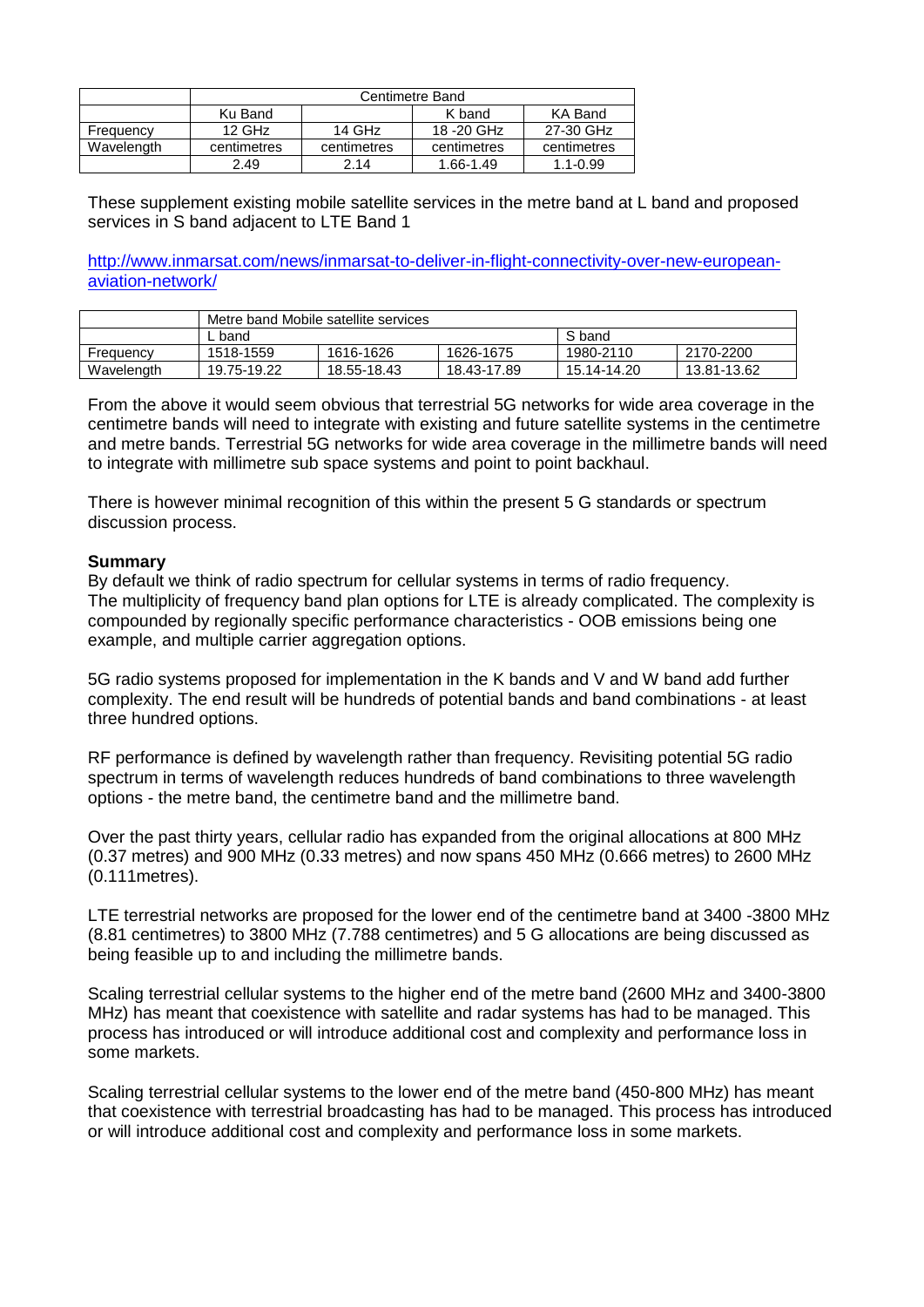| | Centimetre Band | | | |
|---|---|---|---|---|
| | Ku Band | | K band | KA Band |
| Frequency | 12 GHz | 14 GHz | 18 -20 GHz | 27-30 GHz |
| Wavelength | centimetres | centimetres | centimetres | centimetres |
| | 2.49 | 2.14 | 1.66-1.49 | 1.1-0.99 |

These supplement existing mobile satellite services in the metre band at L band and proposed services in S band adjacent to LTE Band 1

http://www.inmarsat.com/news/inmarsat-to-deliver-in-flight-connectivity-over-new-european-aviation-network/

| | Metre band Mobile satellite services | | | | |
|---|---|---|---|---|---|
| | L band | | | S band | |
| Frequency | 1518-1559 | 1616-1626 | 1626-1675 | 1980-2110 | 2170-2200 |
| Wavelength | 19.75-19.22 | 18.55-18.43 | 18.43-17.89 | 15.14-14.20 | 13.81-13.62 |

From the above it would seem obvious that terrestrial 5G networks for wide area coverage in the centimetre bands will need to integrate with existing and future satellite systems in the centimetre and metre bands. Terrestrial 5G networks for wide area coverage in the millimetre bands will need to integrate with millimetre sub space systems and point to point backhaul.

There is however minimal recognition of this within the present 5 G standards or spectrum discussion process.

**Summary**

By default we think of radio spectrum for cellular systems in terms of radio frequency. The multiplicity of frequency band plan options for LTE is already complicated. The complexity is compounded by regionally specific performance characteristics - OOB emissions being one example, and multiple carrier aggregation options.

5G radio systems proposed for implementation in the K bands and V and W band add further complexity. The end result will be hundreds of potential bands and band combinations - at least three hundred options.

RF performance is defined by wavelength rather than frequency. Revisiting potential 5G radio spectrum in terms of wavelength reduces hundreds of band combinations to three wavelength options - the metre band, the centimetre band and the millimetre band.

Over the past thirty years, cellular radio has expanded from the original allocations at 800 MHz (0.37 metres) and 900 MHz (0.33 metres) and now spans 450 MHz (0.666 metres) to 2600 MHz (0.111metres).

LTE terrestrial networks are proposed for the lower end of the centimetre band at 3400 -3800 MHz (8.81 centimetres) to 3800 MHz (7.788 centimetres) and 5 G allocations are being discussed as being feasible up to and including the millimetre bands.

Scaling terrestrial cellular systems to the higher end of the metre band (2600 MHz and 3400-3800 MHz) has meant that coexistence with satellite and radar systems has had to be managed. This process has introduced or will introduce additional cost and complexity and performance loss in some markets.

Scaling terrestrial cellular systems to the lower end of the metre band (450-800 MHz) has meant that coexistence with terrestrial broadcasting has had to be managed. This process has introduced or will introduce additional cost and complexity and performance loss in some markets.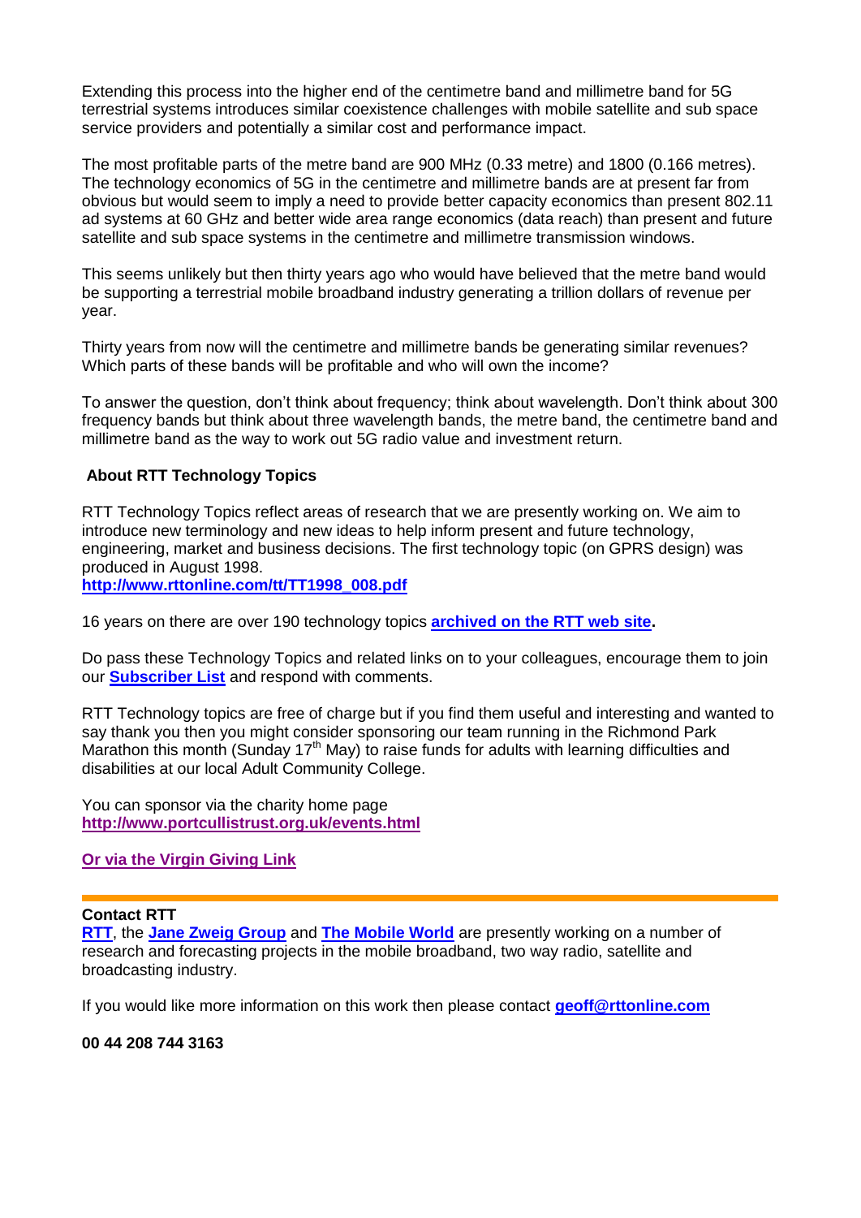Extending this process into the higher end of the centimetre band and millimetre band for 5G terrestrial systems introduces similar coexistence challenges with mobile satellite and sub space service providers and potentially a similar cost and performance impact.

The most profitable parts of the metre band are 900 MHz (0.33 metre) and 1800 (0.166 metres). The technology economics of 5G in the centimetre and millimetre bands are at present far from obvious but would seem to imply a need to provide better capacity economics than present 802.11 ad systems at 60 GHz and better wide area range economics (data reach) than present and future satellite and sub space systems in the centimetre and millimetre transmission windows.

This seems unlikely but then thirty years ago who would have believed that the metre band would be supporting a terrestrial mobile broadband industry generating a trillion dollars of revenue per year.

Thirty years from now will the centimetre and millimetre bands be generating similar revenues? Which parts of these bands will be profitable and who will own the income?

To answer the question, don't think about frequency; think about wavelength. Don't think about 300 frequency bands but think about three wavelength bands, the metre band, the centimetre band and millimetre band as the way to work out 5G radio value and investment return.

### About RTT Technology Topics

RTT Technology Topics reflect areas of research that we are presently working on. We aim to introduce new terminology and new ideas to help inform present and future technology, engineering, market and business decisions. The first technology topic (on GPRS design) was produced in August 1998.
**http://www.rttonline.com/tt/TT1998_008.pdf**

16 years on there are over 190 technology topics **archived on the RTT web site.**

Do pass these Technology Topics and related links on to your colleagues, encourage them to join our **Subscriber List** and respond with comments.

RTT Technology topics are free of charge but if you find them useful and interesting and wanted to say thank you then you might consider sponsoring our team running in the Richmond Park Marathon this month (Sunday 17th May) to raise funds for adults with learning difficulties and disabilities at our local Adult Community College.

You can sponsor via the charity home page
**http://www.portcullistrust.org.uk/events.html**

**Or via the Virgin Giving Link**

---

**Contact RTT**
**RTT**, the **Jane Zweig Group** and **The Mobile World** are presently working on a number of research and forecasting projects in the mobile broadband, two way radio, satellite and broadcasting industry.

If you would like more information on this work then please contact **geoff@rttonline.com**

**00 44 208 744 3163**